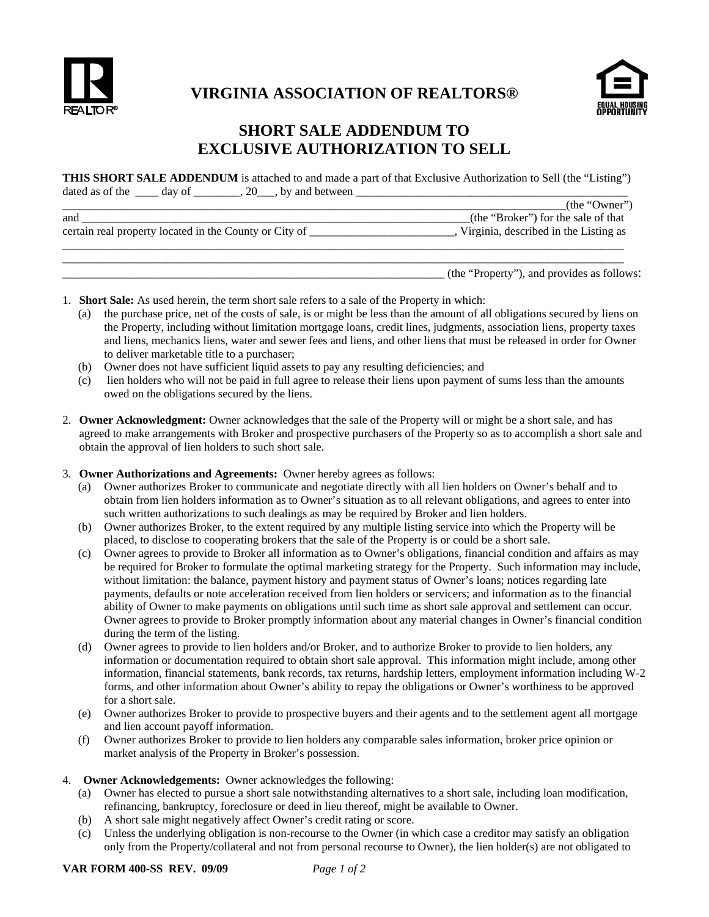# VIRGINIA ASSOCIATION OF REALTORS®

## SHORT SALE ADDENDUM TO EXCLUSIVE AUTHORIZATION TO SELL

**THIS SHORT SALE ADDENDUM** is attached to and made a part of that Exclusive Authorization to Sell (the "Listing") dated as of the ____ day of ________, 20___, by and between ______________________________________________ ___________________________________________________________________________________(the "Owner") and ____________________________________________________________________(the "Broker") for the sale of that certain real property located in the County or City of ________________________, Virginia, described in the Listing as ______________________________________________________________________________________________ ______________________________________________________________________________________________ ___________________________________________________________________ (the "Property"), and provides as follows:

1. **Short Sale:** As used herein, the term short sale refers to a sale of the Property in which:
   (a) the purchase price, net of the costs of sale, is or might be less than the amount of all obligations secured by liens on the Property, including without limitation mortgage loans, credit lines, judgments, association liens, property taxes and liens, mechanics liens, water and sewer fees and liens, and other liens that must be released in order for Owner to deliver marketable title to a purchaser;
   (b) Owner does not have sufficient liquid assets to pay any resulting deficiencies; and
   (c) lien holders who will not be paid in full agree to release their liens upon payment of sums less than the amounts owed on the obligations secured by the liens.

2. **Owner Acknowledgment:** Owner acknowledges that the sale of the Property will or might be a short sale, and has agreed to make arrangements with Broker and prospective purchasers of the Property so as to accomplish a short sale and obtain the approval of lien holders to such short sale.

3. **Owner Authorizations and Agreements:** Owner hereby agrees as follows:
   (a) Owner authorizes Broker to communicate and negotiate directly with all lien holders on Owner's behalf and to obtain from lien holders information as to Owner's situation as to all relevant obligations, and agrees to enter into such written authorizations to such dealings as may be required by Broker and lien holders.
   (b) Owner authorizes Broker, to the extent required by any multiple listing service into which the Property will be placed, to disclose to cooperating brokers that the sale of the Property is or could be a short sale.
   (c) Owner agrees to provide to Broker all information as to Owner's obligations, financial condition and affairs as may be required for Broker to formulate the optimal marketing strategy for the Property. Such information may include, without limitation: the balance, payment history and payment status of Owner's loans; notices regarding late payments, defaults or note acceleration received from lien holders or servicers; and information as to the financial ability of Owner to make payments on obligations until such time as short sale approval and settlement can occur. Owner agrees to provide to Broker promptly information about any material changes in Owner's financial condition during the term of the listing.
   (d) Owner agrees to provide to lien holders and/or Broker, and to authorize Broker to provide to lien holders, any information or documentation required to obtain short sale approval. This information might include, among other information, financial statements, bank records, tax returns, hardship letters, employment information including W-2 forms, and other information about Owner's ability to repay the obligations or Owner's worthiness to be approved for a short sale.
   (e) Owner authorizes Broker to provide to prospective buyers and their agents and to the settlement agent all mortgage and lien account payoff information.
   (f) Owner authorizes Broker to provide to lien holders any comparable sales information, broker price opinion or market analysis of the Property in Broker's possession.

4. **Owner Acknowledgements:** Owner acknowledges the following:
   (a) Owner has elected to pursue a short sale notwithstanding alternatives to a short sale, including loan modification, refinancing, bankruptcy, foreclosure or deed in lieu thereof, might be available to Owner.
   (b) A short sale might negatively affect Owner's credit rating or score.
   (c) Unless the underlying obligation is non-recourse to the Owner (in which case a creditor may satisfy an obligation only from the Property/collateral and not from personal recourse to Owner), the lien holder(s) are not obligated to

VAR FORM 400-SS REV. 09/09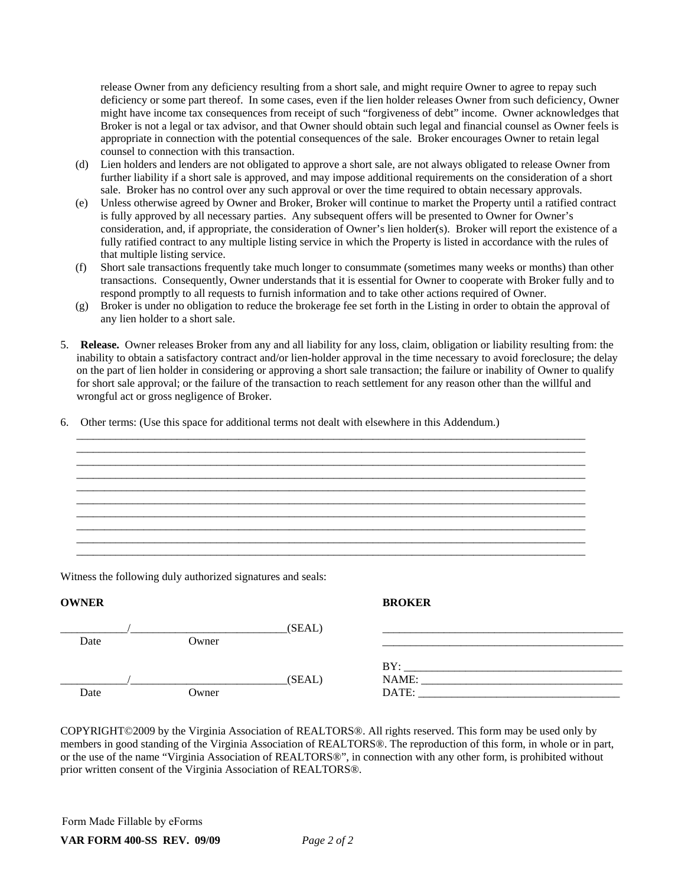release Owner from any deficiency resulting from a short sale, and might require Owner to agree to repay such deficiency or some part thereof. In some cases, even if the lien holder releases Owner from such deficiency, Owner might have income tax consequences from receipt of such "forgiveness of debt" income. Owner acknowledges that Broker is not a legal or tax advisor, and that Owner should obtain such legal and financial counsel as Owner feels is appropriate in connection with the potential consequences of the sale. Broker encourages Owner to retain legal counsel to connection with this transaction.

(d) Lien holders and lenders are not obligated to approve a short sale, are not always obligated to release Owner from further liability if a short sale is approved, and may impose additional requirements on the consideration of a short sale. Broker has no control over any such approval or over the time required to obtain necessary approvals.

(e) Unless otherwise agreed by Owner and Broker, Broker will continue to market the Property until a ratified contract is fully approved by all necessary parties. Any subsequent offers will be presented to Owner for Owner's consideration, and, if appropriate, the consideration of Owner's lien holder(s). Broker will report the existence of a fully ratified contract to any multiple listing service in which the Property is listed in accordance with the rules of that multiple listing service.

(f) Short sale transactions frequently take much longer to consummate (sometimes many weeks or months) than other transactions. Consequently, Owner understands that it is essential for Owner to cooperate with Broker fully and to respond promptly to all requests to furnish information and to take other actions required of Owner.

(g) Broker is under no obligation to reduce the brokerage fee set forth in the Listing in order to obtain the approval of any lien holder to a short sale.

5. **Release.** Owner releases Broker from any and all liability for any loss, claim, obligation or liability resulting from: the inability to obtain a satisfactory contract and/or lien-holder approval in the time necessary to avoid foreclosure; the delay on the part of lien holder in considering or approving a short sale transaction; the failure or inability of Owner to qualify for short sale approval; or the failure of the transaction to reach settlement for any reason other than the willful and wrongful act or gross negligence of Broker.

6. Other terms: (Use this space for additional terms not dealt with elsewhere in this Addendum.)

____________________________________________________________________________________________
____________________________________________________________________________________________
____________________________________________________________________________________________
____________________________________________________________________________________________
____________________________________________________________________________________________
____________________________________________________________________________________________
____________________________________________________________________________________________
____________________________________________________________________________________________
____________________________________________________________________________________________
____________________________________________________________________________________________

Witness the following duly authorized signatures and seals:

**OWNER**

___________/___________________________(SEAL)
Date Owner

___________/___________________________(SEAL)
Date Owner

**BROKER**

____________________________________________
____________________________________________

BY: ______________________________________
NAME: ____________________________________
DATE: _____________________________________

COPYRIGHT©2009 by the Virginia Association of REALTORS®. All rights reserved. This form may be used only by members in good standing of the Virginia Association of REALTORS®. The reproduction of this form, in whole or in part, or the use of the name "Virginia Association of REALTORS®", in connection with any other form, is prohibited without prior written consent of the Virginia Association of REALTORS®.

Form Made Fillable by eForms

**VAR FORM 400-SS REV. 09/09**